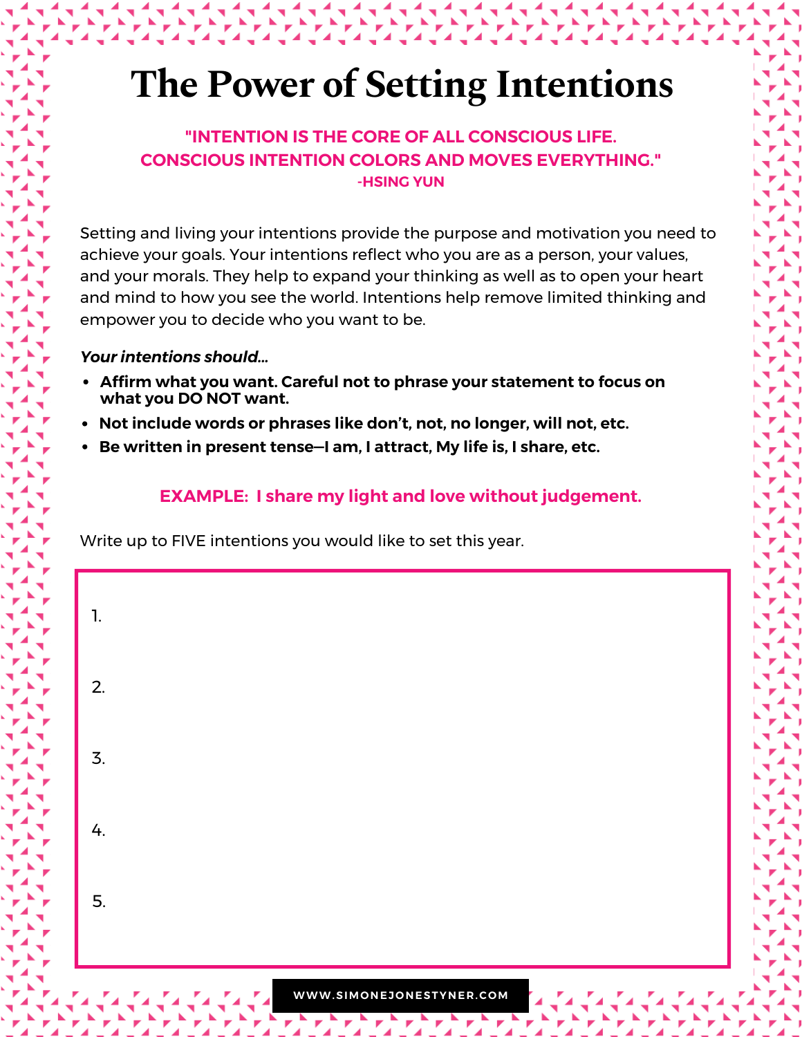# The Power of Setting Intentions

**"INTENTION IS THE CORE OF ALL CONSCIOUS LIFE. CONSCIOUS INTENTION COLORS AND MOVES EVERYTHING."**
**-HSING YUN**

Setting and living your intentions provide the purpose and motivation you need to achieve your goals. Your intentions reflect who you are as a person, your values, and your morals. They help to expand your thinking as well as to open your heart and mind to how you see the world. Intentions help remove limited thinking and empower you to decide who you want to be.

***Your intentions should...***

- **Affirm what you want. Careful not to phrase your statement to focus on what you DO NOT want.**
- **Not include words or phrases like don't, not, no longer, will not, etc.**
- **Be written in present tense—I am, I attract, My life is, I share, etc.**

**EXAMPLE: I share my light and love without judgement.**

Write up to FIVE intentions you would like to set this year.

1.

2.

3.

4.

5.

WWW.SIMONEJONESTYNER.COM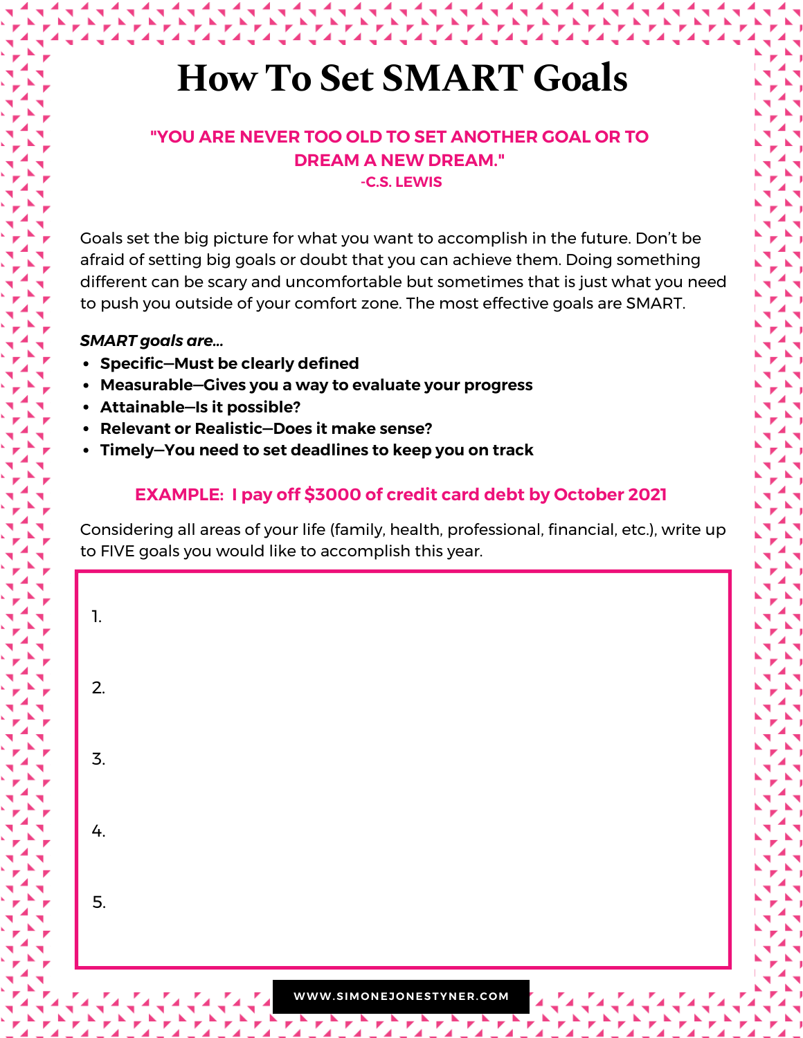# How To Set SMART Goals

**"YOU ARE NEVER TOO OLD TO SET ANOTHER GOAL OR TO DREAM A NEW DREAM."**
**-C.S. LEWIS**

Goals set the big picture for what you want to accomplish in the future. Don't be afraid of setting big goals or doubt that you can achieve them. Doing something different can be scary and uncomfortable but sometimes that is just what you need to push you outside of your comfort zone. The most effective goals are SMART.

***SMART goals are...***

- **Specific—Must be clearly defined**
- **Measurable—Gives you a way to evaluate your progress**
- **Attainable—Is it possible?**
- **Relevant or Realistic—Does it make sense?**
- **Timely—You need to set deadlines to keep you on track**

**EXAMPLE: I pay off $3000 of credit card debt by October 2021**

Considering all areas of your life (family, health, professional, financial, etc.), write up to FIVE goals you would like to accomplish this year.

1.

2.

3.

4.

5.

WWW.SIMONEJONESTYNER.COM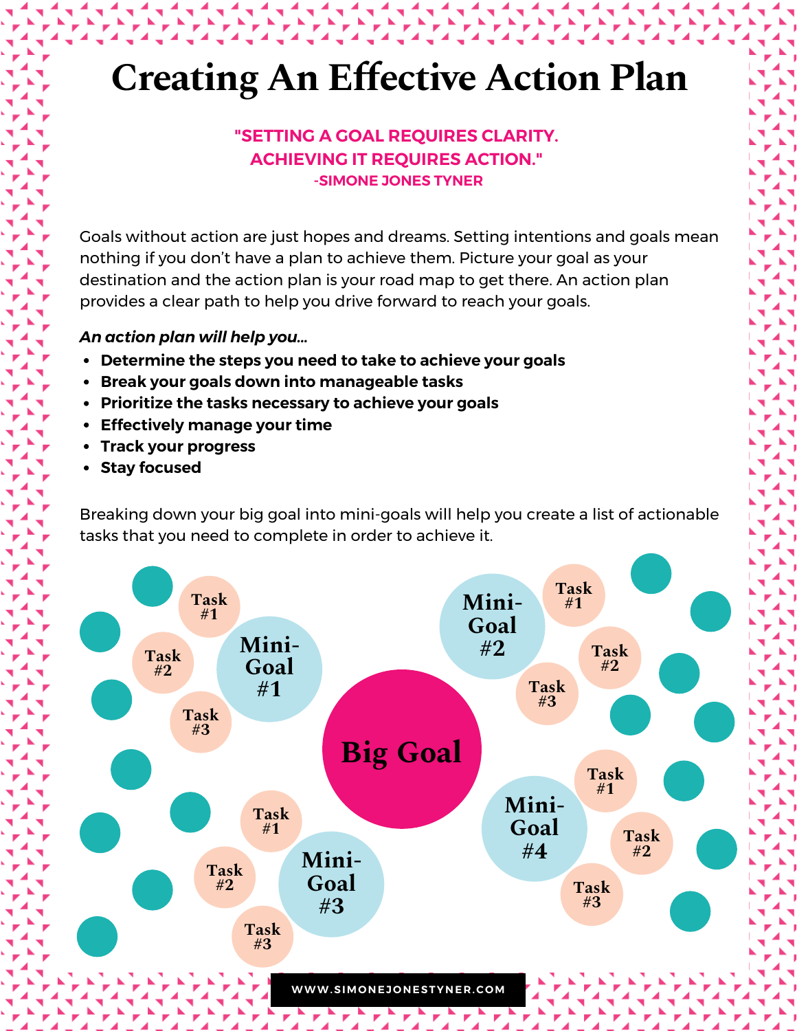# Creating An Effective Action Plan

**"SETTING A GOAL REQUIRES CLARITY. ACHIEVING IT REQUIRES ACTION."**
**-SIMONE JONES TYNER**

Goals without action are just hopes and dreams. Setting intentions and goals mean nothing if you don't have a plan to achieve them. Picture your goal as your destination and the action plan is your road map to get there. An action plan provides a clear path to help you drive forward to reach your goals.

***An action plan will help you...***

- **Determine the steps you need to take to achieve your goals**
- **Break your goals down into manageable tasks**
- **Prioritize the tasks necessary to achieve your goals**
- **Effectively manage your time**
- **Track your progress**
- **Stay focused**

Breaking down your big goal into mini-goals will help you create a list of actionable tasks that you need to complete in order to achieve it.

Big Goal

- Mini-Goal #1
  - Task #1
  - Task #2
  - Task #3
- Mini-Goal #2
  - Task #1
  - Task #2
  - Task #3
- Mini-Goal #3
  - Task #1
  - Task #2
  - Task #3
- Mini-Goal #4
  - Task #1
  - Task #2
  - Task #3

WWW.SIMONEJONESTYNER.COM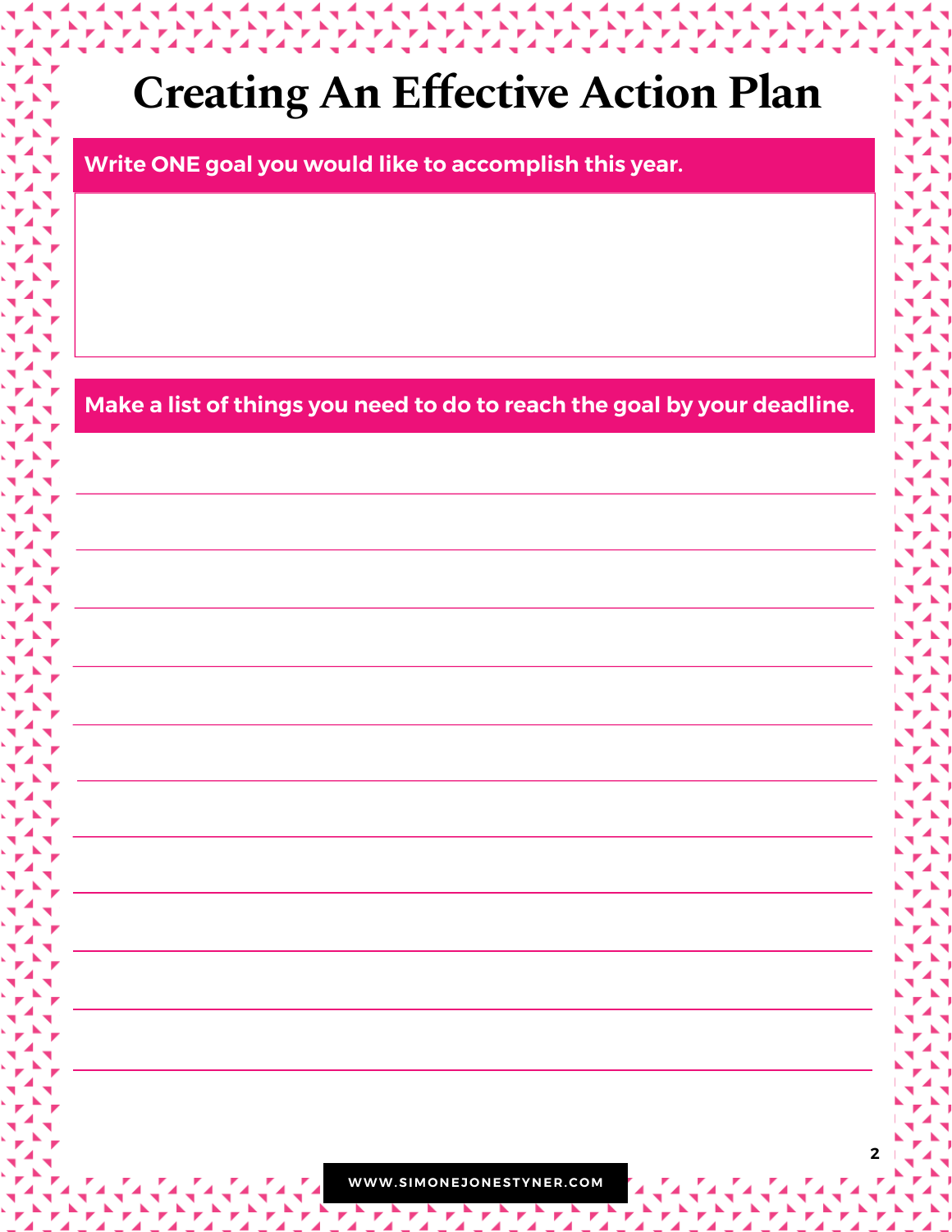# Creating An Effective Action Plan

**Write ONE goal you would like to accomplish this year.**

**Make a list of things you need to do to reach the goal by your deadline.**

WWW.SIMONEJONESTYNER.COM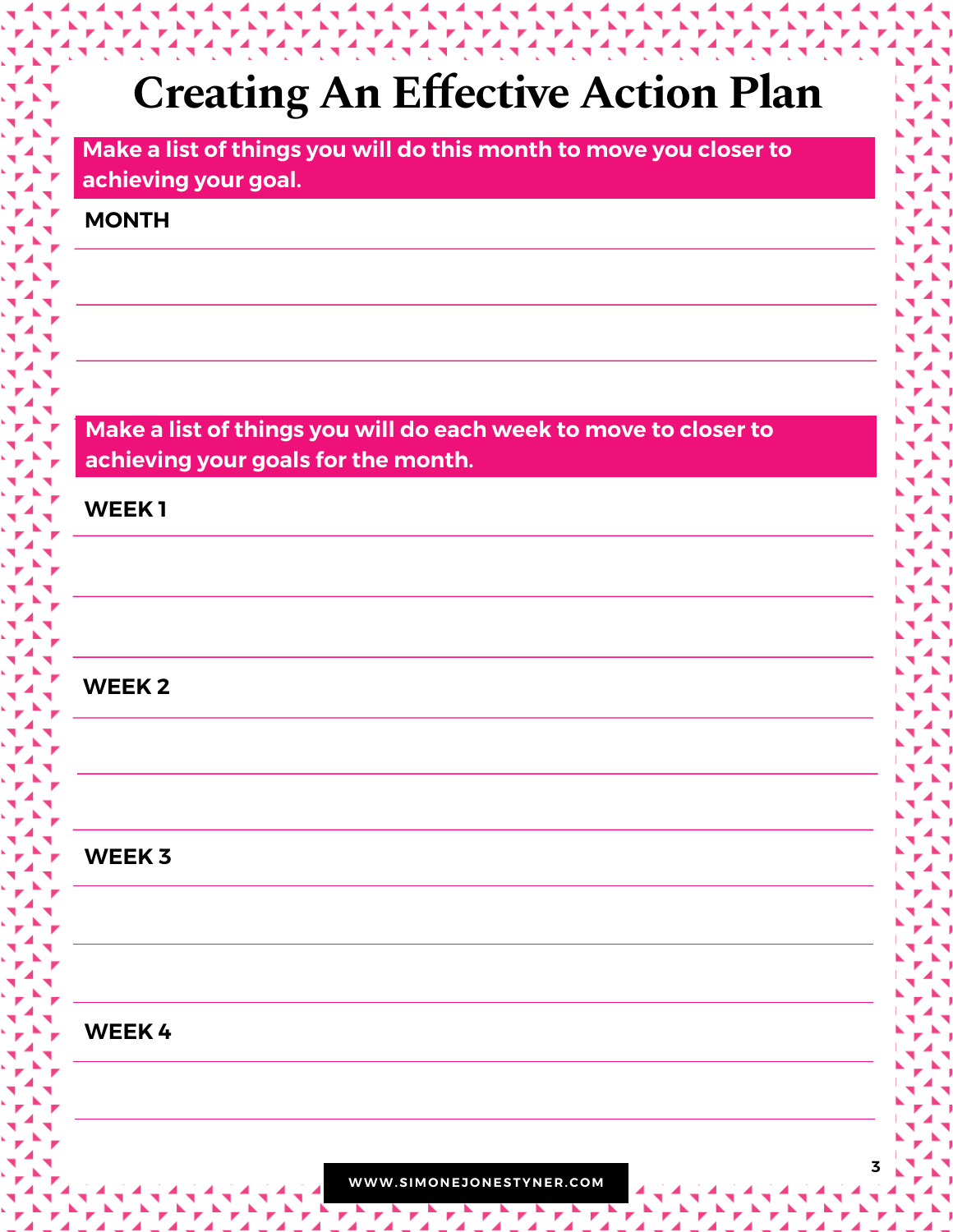# Creating An Effective Action Plan

**Make a list of things you will do this month to move you closer to achieving your goal.**

**MONTH**

**Make a list of things you will do each week to move to closer to achieving your goals for the month.**

**WEEK 1**

**WEEK 2**

**WEEK 3**

**WEEK 4**

WWW.SIMONEJONESTYNER.COM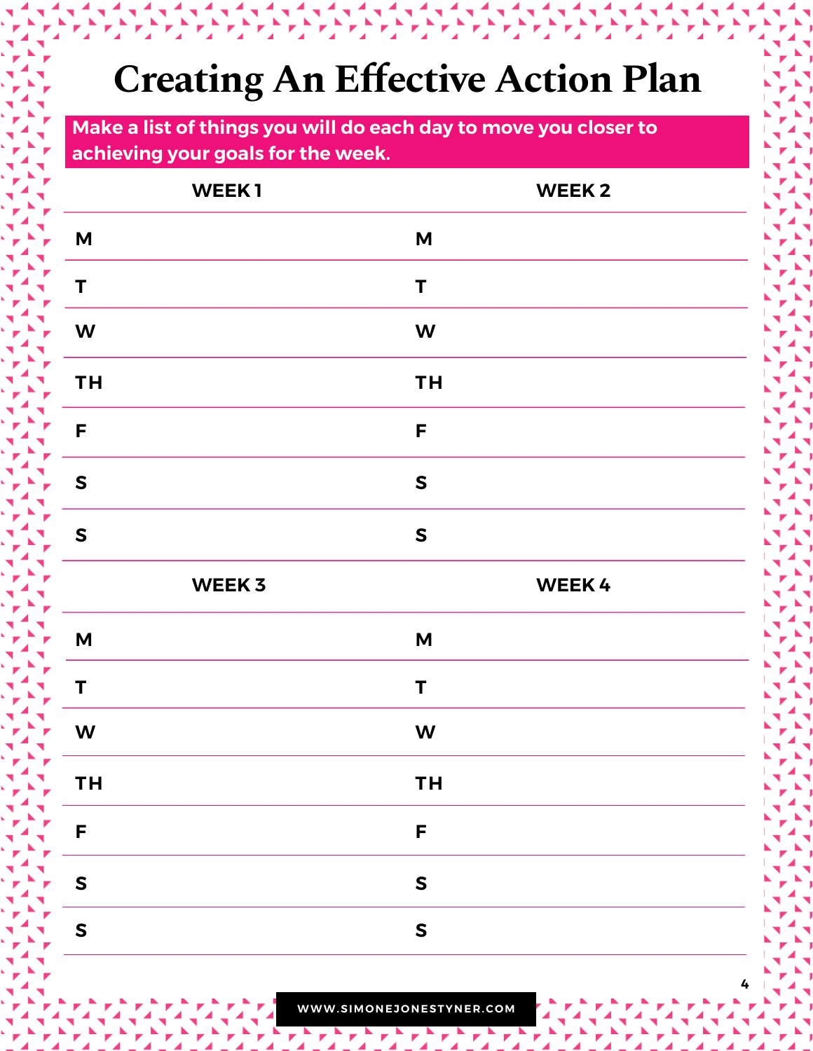# Creating An Effective Action Plan

**Make a list of things you will do each day to move you closer to achieving your goals for the week.**

| WEEK 1 | WEEK 2 |
| --- | --- |
| M | M |
| T | T |
| W | W |
| TH | TH |
| F | F |
| S | S |
| S | S |

| WEEK 3 | WEEK 4 |
| --- | --- |
| M | M |
| T | T |
| W | W |
| TH | TH |
| F | F |
| S | S |
| S | S |

WWW.SIMONEJONESTYNER.COM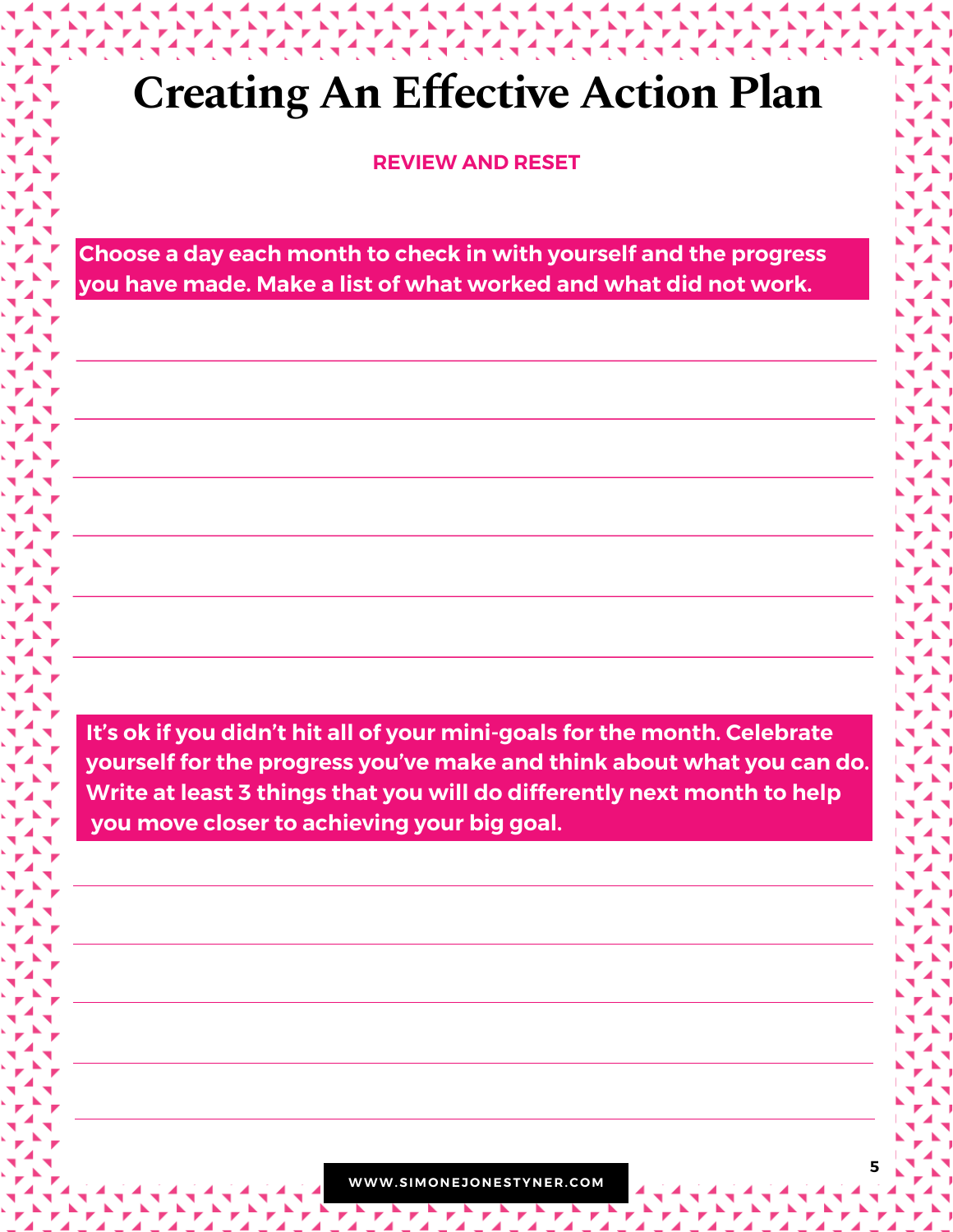# Creating An Effective Action Plan

## REVIEW AND RESET

**Choose a day each month to check in with yourself and the progress you have made. Make a list of what worked and what did not work.**

**It's ok if you didn't hit all of your mini-goals for the month. Celebrate yourself for the progress you've make and think about what you can do. Write at least 3 things that you will do differently next month to help you move closer to achieving your big goal.**

WWW.SIMONEJONESTYNER.COM